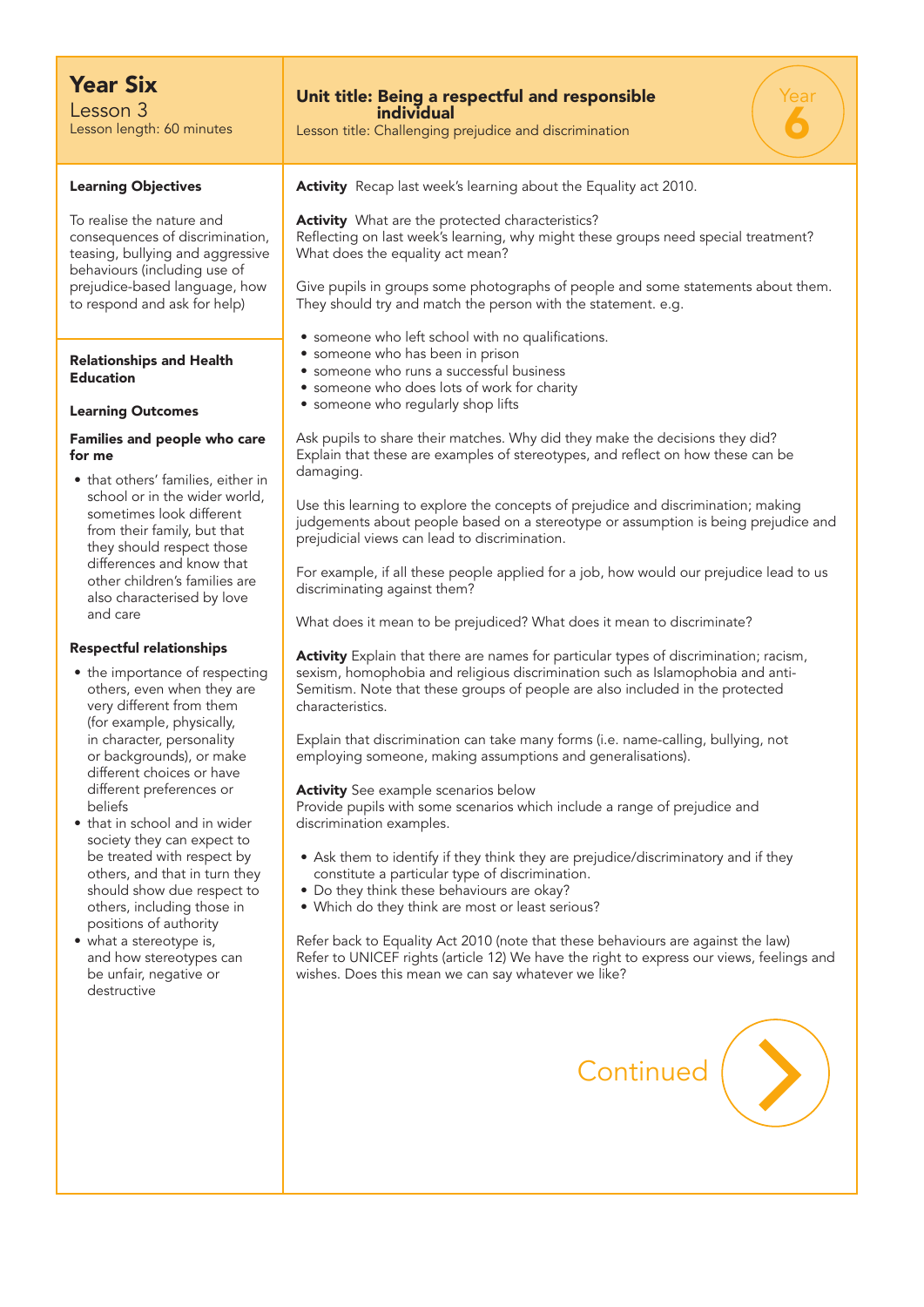# Year Six

Lesson 3

Lesson length: 60 minutes

## Unit title: Being a respectful and responsible individual

Lesson title: Challenging prejudice and discrimination

Year 6

### Learning Objectives

To realise the nature and consequences of discrimination, teasing, bullying and aggressive behaviours (including use of prejudice-based language, how to respond and ask for help)

### Relationships and Health Education

### Learning Outcomes

#### Families and people who care for me

- that others' families, either in school or in the wider world, sometimes look different from their family, but that they should respect those differences and know that other children's families are also characterised by love and care

#### Respectful relationships

- the importance of respecting others, even when they are very different from them (for example, physically, in character, personality or backgrounds), or make different choices or have different preferences or beliefs
- that in school and in wider society they can expect to be treated with respect by others, and that in turn they should show due respect to others, including those in positions of authority
- what a stereotype is, and how stereotypes can be unfair, negative or destructive

**Activity** Recap last week's learning about the Equality act 2010.

**Activity** What are the protected characteristics?
Reflecting on last week's learning, why might these groups need special treatment? What does the equality act mean?

Give pupils in groups some photographs of people and some statements about them. They should try and match the person with the statement. e.g.

- someone who left school with no qualifications.
- someone who has been in prison
- someone who runs a successful business
- someone who does lots of work for charity
- someone who regularly shop lifts

Ask pupils to share their matches. Why did they make the decisions they did? Explain that these are examples of stereotypes, and reflect on how these can be damaging.

Use this learning to explore the concepts of prejudice and discrimination; making judgements about people based on a stereotype or assumption is being prejudice and prejudicial views can lead to discrimination.

For example, if all these people applied for a job, how would our prejudice lead to us discriminating against them?

What does it mean to be prejudiced? What does it mean to discriminate?

**Activity** Explain that there are names for particular types of discrimination; racism, sexism, homophobia and religious discrimination such as Islamophobia and anti-Semitism. Note that these groups of people are also included in the protected characteristics.

Explain that discrimination can take many forms (i.e. name-calling, bullying, not employing someone, making assumptions and generalisations).

**Activity** See example scenarios below
Provide pupils with some scenarios which include a range of prejudice and discrimination examples.

- Ask them to identify if they think they are prejudice/discriminatory and if they constitute a particular type of discrimination.
- Do they think these behaviours are okay?
- Which do they think are most or least serious?

Refer back to Equality Act 2010 (note that these behaviours are against the law)
Refer to UNICEF rights (article 12) We have the right to express our views, feelings and wishes. Does this mean we can say whatever we like?

Continued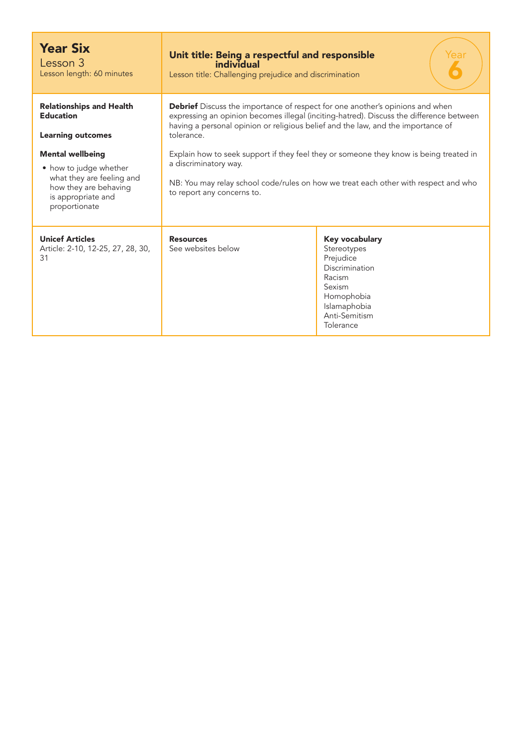# Year Six

Lesson 3

Lesson length: 60 minutes

**Unit title: Being a respectful and responsible individual**

Lesson title: Challenging prejudice and discrimination

Year 6

| | |
|---|---|
| **Relationships and Health Education**<br><br>**Learning outcomes**<br><br>**Mental wellbeing**<br>• how to judge whether what they are feeling and how they are behaving is appropriate and proportionate | **Debrief** Discuss the importance of respect for one another's opinions and when expressing an opinion becomes illegal (inciting-hatred). Discuss the difference between having a personal opinion or religious belief and the law, and the importance of tolerance.<br><br>Explain how to seek support if they feel they or someone they know is being treated in a discriminatory way.<br><br>NB: You may relay school code/rules on how we treat each other with respect and who to report any concerns to. |

| **Unicef Articles** | **Resources** | **Key vocabulary** |
|---|---|---|
| Article: 2-10, 12-25, 27, 28, 30, 31 | See websites below | Stereotypes<br>Prejudice<br>Discrimination<br>Racism<br>Sexism<br>Homophobia<br>Islamaphobia<br>Anti-Semitism<br>Tolerance |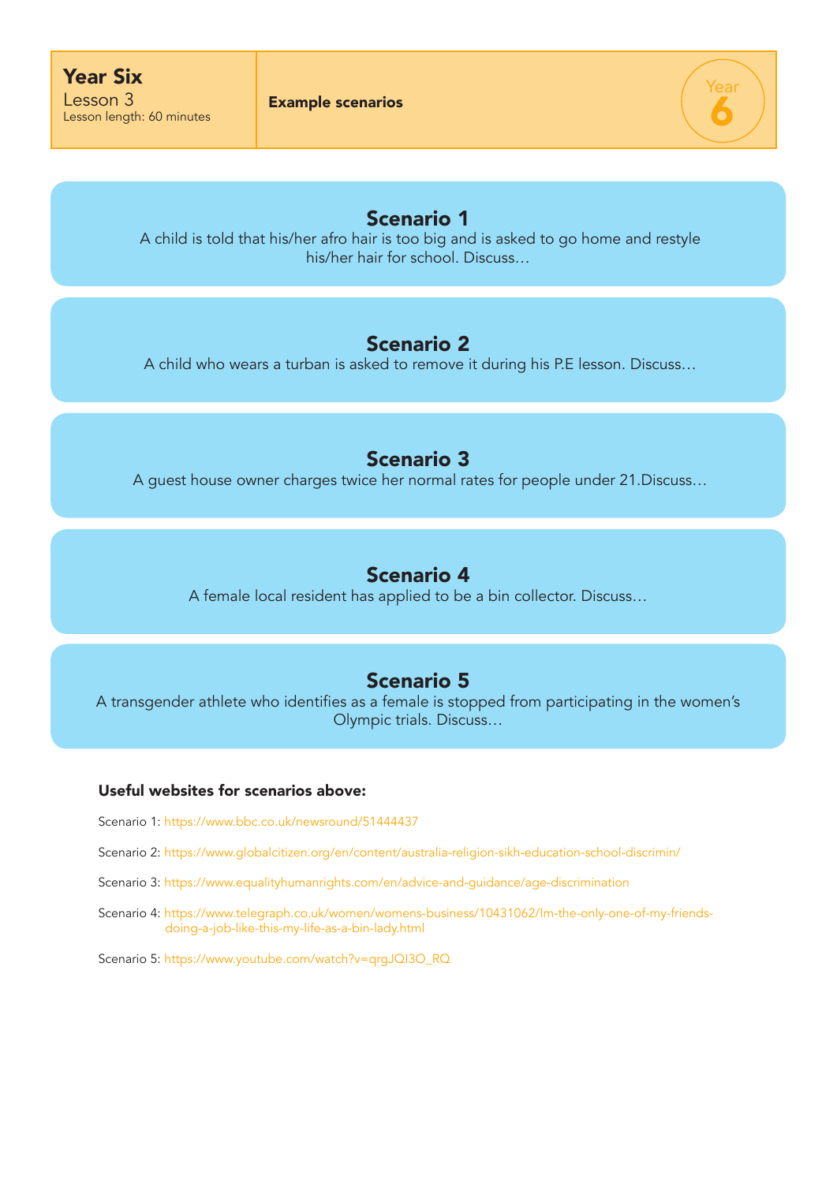**Year Six**
Lesson 3
Lesson length: 60 minutes

**Example scenarios**

Year 6

## Scenario 1

A child is told that his/her afro hair is too big and is asked to go home and restyle his/her hair for school. Discuss…

## Scenario 2

A child who wears a turban is asked to remove it during his P.E lesson. Discuss…

## Scenario 3

A guest house owner charges twice her normal rates for people under 21.Discuss…

## Scenario 4

A female local resident has applied to be a bin collector. Discuss…

## Scenario 5

A transgender athlete who identifies as a female is stopped from participating in the women's Olympic trials. Discuss…

**Useful websites for scenarios above:**

Scenario 1: https://www.bbc.co.uk/newsround/51444437

Scenario 2: https://www.globalcitizen.org/en/content/australia-religion-sikh-education-school-discrimin/

Scenario 3: https://www.equalityhumanrights.com/en/advice-and-guidance/age-discrimination

Scenario 4: https://www.telegraph.co.uk/women/womens-business/10431062/Im-the-only-one-of-my-friends-doing-a-job-like-this-my-life-as-a-bin-lady.html

Scenario 5: https://www.youtube.com/watch?v=qrgJQI3O_RQ